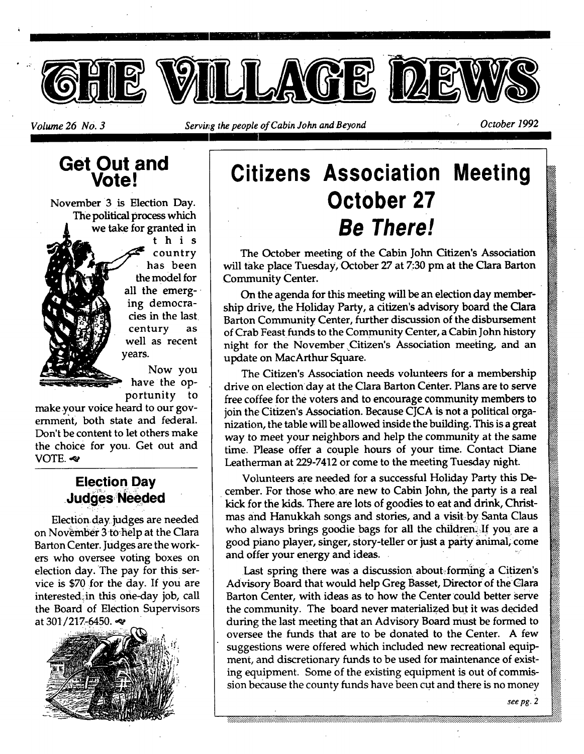# THE VILLAGE NEWS

*Volume 26 No. 3* *Serving the people of Cabin John and Beyond* *October 1992*

## Get Out and Vote!

November 3 is Election Day. The political process which we take for granted in this country has been the model for all the emerging democracies in the last century as well as recent years.

Now you have the opportunity to make your voice heard to our government, both state and federal. Don't be content to let others make the choice for you. Get out and VOTE.

## Election Day Judges Needed

Election day judges are needed on November 3 to help at the Clara Barton Center. Judges are the workers who oversee voting boxes on election day. The pay for this service is $70 for the day. If you are interested in this one-day job, call the Board of Election Supervisors at 301/217-6450.

# Citizens Association Meeting October 27 *Be There!*

The October meeting of the Cabin John Citizen's Association will take place Tuesday, October 27 at 7:30 pm at the Clara Barton Community Center.

On the agenda for this meeting will be an election day membership drive, the Holiday Party, a citizen's advisory board the Clara Barton Community Center, further discussion of the disbursement of Crab Feast funds to the Community Center, a Cabin John history night for the November Citizen's Association meeting, and an update on MacArthur Square.

The Citizen's Association needs volunteers for a membership drive on election day at the Clara Barton Center. Plans are to serve free coffee for the voters and to encourage community members to join the Citizen's Association. Because CJCA is not a political organization, the table will be allowed inside the building. This is a great way to meet your neighbors and help the community at the same time. Please offer a couple hours of your time. Contact Diane Leatherman at 229-7412 or come to the meeting Tuesday night.

Volunteers are needed for a successful Holiday Party this December. For those who are new to Cabin John, the party is a real kick for the kids. There are lots of goodies to eat and drink, Christmas and Hanukkah songs and stories, and a visit by Santa Claus who always brings goodie bags for all the children. If you are a good piano player, singer, story-teller or just a party animal, come and offer your energy and ideas.

Last spring there was a discussion about forming a Citizen's Advisory Board that would help Greg Basset, Director of the Clara Barton Center, with ideas as to how the Center could better serve the community. The board never materialized but it was decided during the last meeting that an Advisory Board must be formed to oversee the funds that are to be donated to the Center. A few suggestions were offered which included new recreational equipment, and discretionary funds to be used for maintenance of existing equipment. Some of the existing equipment is out of commission because the county funds have been cut and there is no money

*see pg. 2*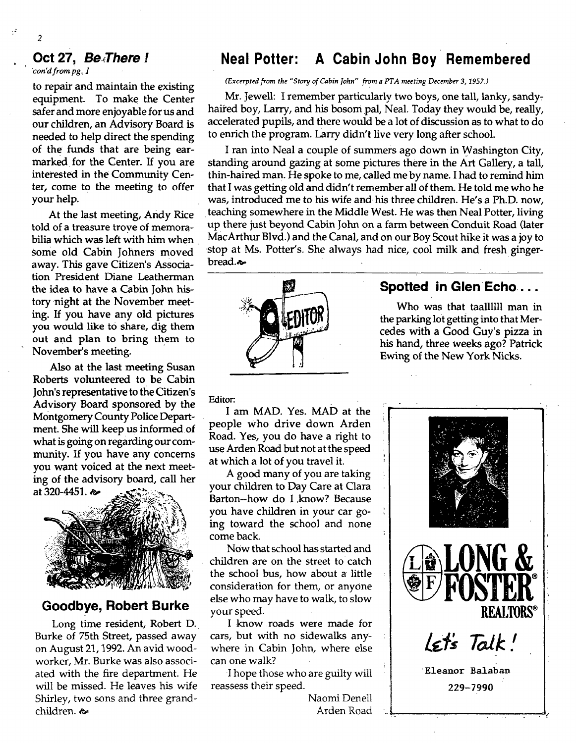## Oct 27, *Be There !*

*con'd from pg. 1*

to repair and maintain the existing equipment. To make the Center safer and more enjoyable for us and our children, an Advisory Board is needed to help direct the spending of the funds that are being earmarked for the Center. If you are interested in the Community Center, come to the meeting to offer your help.

At the last meeting, Andy Rice told of a treasure trove of memorabilia which was left with him when some old Cabin Johners moved away. This gave Citizen's Association President Diane Leatherman the idea to have a Cabin John history night at the November meeting. If you have any old pictures you would like to share, dig them out and plan to bring them to November's meeting.

Also at the last meeting Susan Roberts volunteered to be Cabin John's representative to the Citizen's Advisory Board sponsored by the Montgomery County Police Department. She will keep us informed of what is going on regarding our community. If you have any concerns you want voiced at the next meeting of the advisory board, call her at 320-4451.

## Goodbye, Robert Burke

Long time resident, Robert D. Burke of 75th Street, passed away on August 21, 1992. An avid woodworker, Mr. Burke was also associated with the fire department. He will be missed. He leaves his wife Shirley, two sons and three grandchildren.

## Neal Potter: A Cabin John Boy Remembered

*(Excerpted from the "Story of Cabin John" from a PTA meeting December 3, 1957.)*

Mr. Jewell: I remember particularly two boys, one tall, lanky, sandy-haired boy, Larry, and his bosom pal, Neal. Today they would be, really, accelerated pupils, and there would be a lot of discussion as to what to do to enrich the program. Larry didn't live very long after school.

I ran into Neal a couple of summers ago down in Washington City, standing around gazing at some pictures there in the Art Gallery, a tall, thin-haired man. He spoke to me, called me by name. I had to remind him that I was getting old and didn't remember all of them. He told me who he was, introduced me to his wife and his three children. He's a Ph.D. now, teaching somewhere in the Middle West. He was then Neal Potter, living up there just beyond Cabin John on a farm between Conduit Road (later MacArthur Blvd.) and the Canal, and on our Boy Scout hike it was a joy to stop at Ms. Potter's. She always had nice, cool milk and fresh gingerbread.

Editor:

I am MAD. Yes. MAD at the people who drive down Arden Road. Yes, you do have a right to use Arden Road but not at the speed at which a lot of you travel it.

A good many of you are taking your children to Day Care at Clara Barton--how do I know? Because you have children in your car going toward the school and none come back.

Now that school has started and children are on the street to catch the school bus, how about a little consideration for them, or anyone else who may have to walk, to slow your speed.

I know roads were made for cars, but with no sidewalks anywhere in Cabin John, where else can one walk?

I hope those who are guilty will reassess their speed.

Naomi Denell
Arden Road

## Spotted in Glen Echo . . .

Who was that taallllll man in the parking lot getting into that Mercedes with a Good Guy's pizza in his hand, three weeks ago? Patrick Ewing of the New York Nicks.

**LONG & FOSTER REALTORS®**

*Let's Talk!*

Eleanor Balaban
229-7990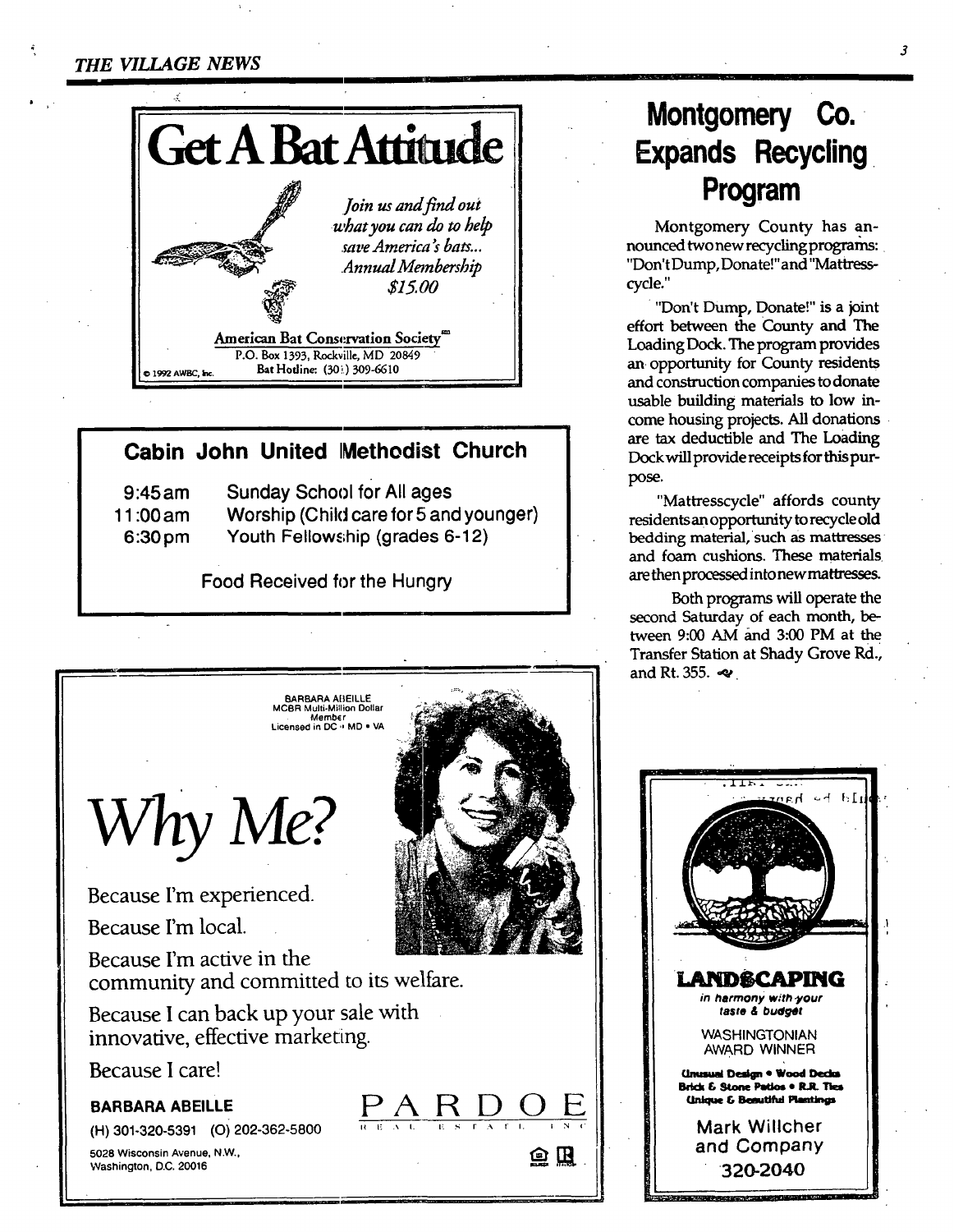# Get A Bat Attitude

*Join us and find out what you can do to help save America's bats... Annual Membership $15.00*

American Bat Conservation Society℠
P.O. Box 1393, Rockville, MD 20849
Bat Hotline: (301) 309-6610

© 1992 AWBC, Inc.

## Cabin John United Methodist Church

| | |
|---|---|
| 9:45 am | Sunday School for All ages |
| 11:00 am | Worship (Child care for 5 and younger) |
| 6:30 pm | Youth Fellowship (grades 6-12) |

Food Received for the Hungry

BARBARA ABEILLE
MCBR Multi-Million Dollar Member
Licensed in DC • MD • VA

# *Why Me?*

Because I'm experienced.

Because I'm local.

Because I'm active in the community and committed to its welfare.

Because I can back up your sale with innovative, effective marketing.

Because I care!

**BARBARA ABEILLE**

(H) 301-320-5391 (O) 202-362-5800

5028 Wisconsin Avenue, N.W., Washington, D.C. 20016

PARDOE REAL ESTATE INC

# Montgomery Co. Expands Recycling Program

Montgomery County has announced two new recycling programs: "Don't Dump, Donate!" and "Mattresscycle."

"Don't Dump, Donate!" is a joint effort between the County and The Loading Dock. The program provides an opportunity for County residents and construction companies to donate usable building materials to low income housing projects. All donations are tax deductible and The Loading Dock will provide receipts for this purpose.

"Mattresscycle" affords county residents an opportunity to recycle old bedding material, such as mattresses and foam cushions. These materials are then processed into new mattresses.

Both programs will operate the second Saturday of each month, between 9:00 AM and 3:00 PM at the Transfer Station at Shady Grove Rd., and Rt. 355.

**LANDSCAPING**

*in harmony with your taste & budget*

WASHINGTONIAN AWARD WINNER

**Unusual Design • Wood Decks**
**Brick & Stone Patios • R.R. Ties**
**Unique & Beautiful Plantings**

Mark Willcher and Company

320-2040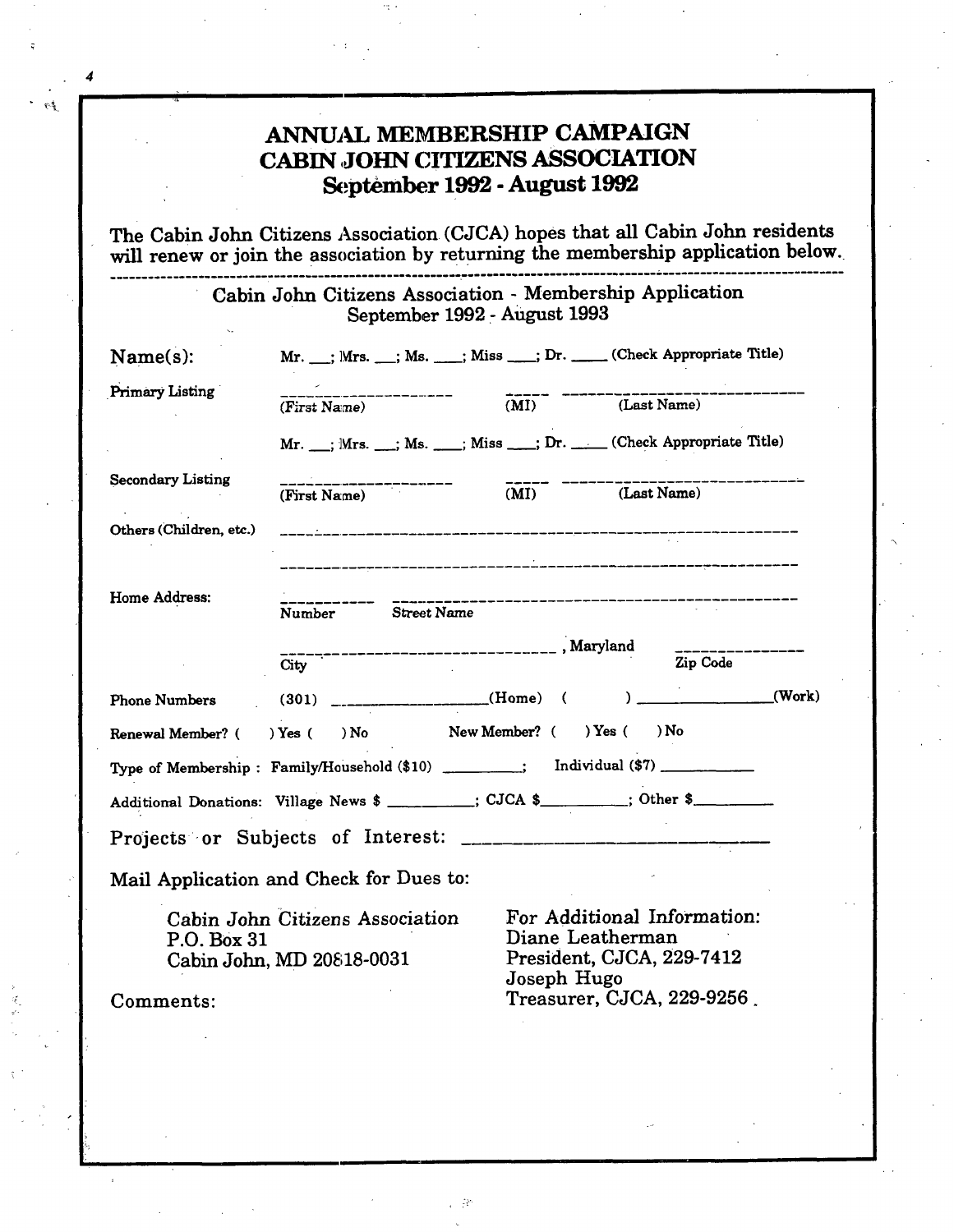# ANNUAL MEMBERSHIP CAMPAIGN
# CABIN JOHN CITIZENS ASSOCIATION
## September 1992 - August 1992

The Cabin John Citizens Association (CJCA) hopes that all Cabin John residents will renew or join the association by returning the membership application below.

---

Cabin John Citizens Association - Membership Application
September 1992 - August 1993

**Name(s):** Mr. ___; Mrs. ___; Ms. ___; Miss ___; Dr. ____ (Check Appropriate Title)

**Primary Listing** ____________________ (First Name) _____ (MI) ____________________ (Last Name)

Mr. ___; Mrs. ___; Ms. ___; Miss ___; Dr. ____ (Check Appropriate Title)

**Secondary Listing** ____________________ (First Name) _____ (MI) ____________________ (Last Name)

**Others (Children, etc.)** ____________________________________________

____________________________________________

**Home Address:** __________ (Number) ______________________________ (Street Name)

______________________________ (City), Maryland ______________ (Zip Code)

**Phone Numbers** (301) ________________(Home) (      ) ________________(Work)

**Renewal Member?** ( ) Yes ( ) No     **New Member?** ( ) Yes ( ) No

**Type of Membership :** Family/Household ($10) _________; Individual ($7) __________

**Additional Donations:** Village News $ _________; CJCA $_________; Other $________

**Projects or Subjects of Interest:** ______________________________

Mail Application and Check for Dues to:

Cabin John Citizens Association
P.O. Box 31
Cabin John, MD 20818-0031

For Additional Information:
Diane Leatherman
President, CJCA, 229-7412
Joseph Hugo
Treasurer, CJCA, 229-9256.

Comments: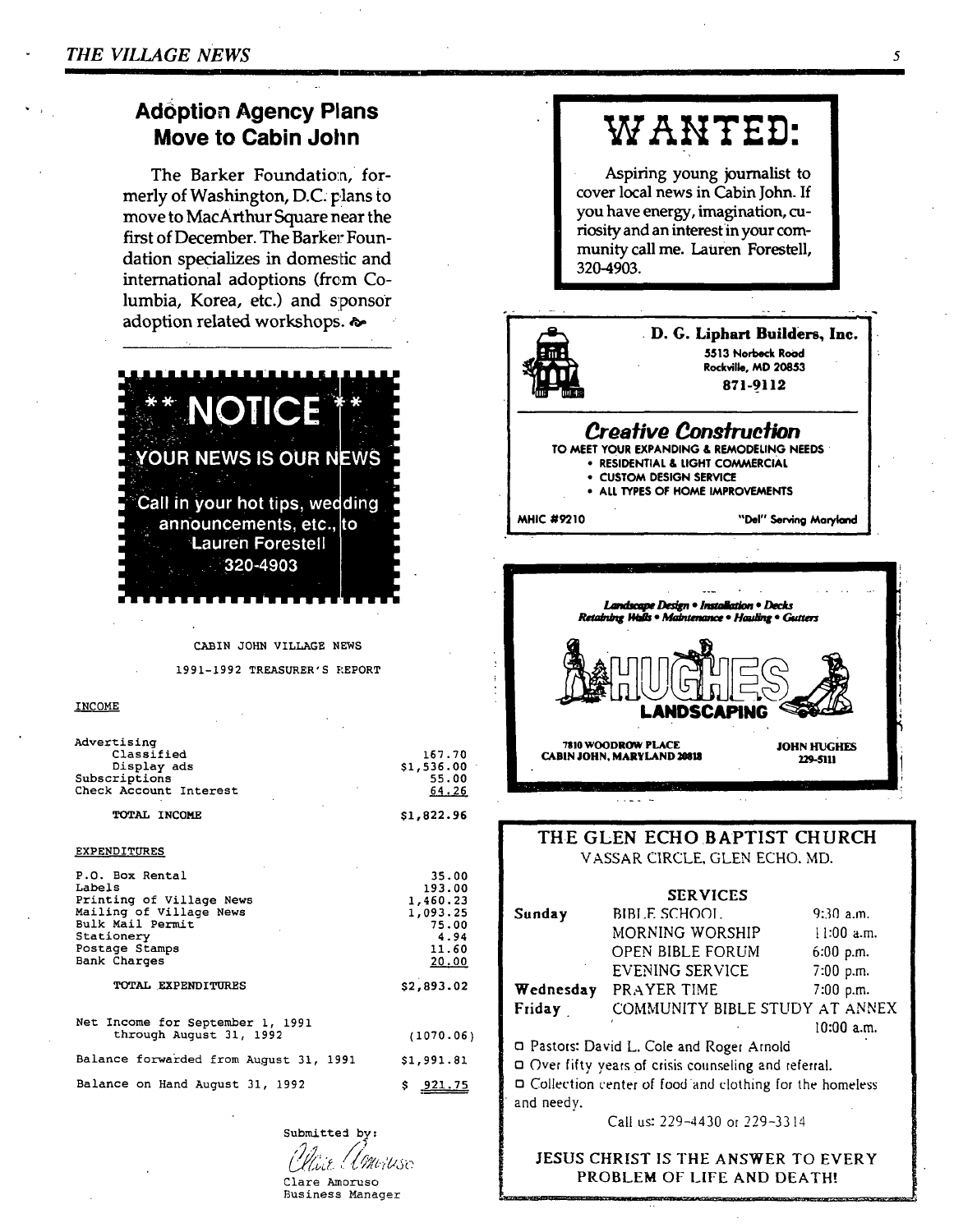## Adoption Agency Plans Move to Cabin John

The Barker Foundation, formerly of Washington, D.C. plans to move to MacArthur Square near the first of December. The Barker Foundation specializes in domestic and international adoptions (from Columbia, Korea, etc.) and sponsor adoption related workshops.

---

**\*\* NOTICE \*\***

**YOUR NEWS IS OUR NEWS**

Call in your hot tips, wedding announcements, etc., to Lauren Forestell 320-4903

---

CABIN JOHN VILLAGE NEWS

1991-1992 TREASURER'S REPORT

INCOME

| | |
|---|---|
| Advertising | |
| Classified | 167.70 |
| Display ads | $1,536.00 |
| Subscriptions | 55.00 |
| Check Account Interest | 64.26 |
| TOTAL INCOME | $1,822.96 |

EXPENDITURES

| | |
|---|---|
| P.O. Box Rental | 35.00 |
| Labels | 193.00 |
| Printing of Village News | 1,460.23 |
| Mailing of Village News | 1,093.25 |
| Bulk Mail Permit | 75.00 |
| Stationery | 4.94 |
| Postage Stamps | 11.60 |
| Bank Charges | 20.00 |
| TOTAL EXPENDITURES | $2,893.02 |
| Net Income for September 1, 1991 through August 31, 1992 | (1070.06) |
| Balance forwarded from August 31, 1991 | $1,991.81 |
| Balance on Hand August 31, 1992 | $ 921.75 |

Submitted by:

Clare Amoruso

Clare Amoruso
Business Manager

---

# WANTED:

Aspiring young journalist to cover local news in Cabin John. If you have energy, imagination, curiosity and an interest in your community call me. Lauren Forestell, 320-4903.

---

**D. G. Liphart Builders, Inc.**
5513 Norbeck Road
Rockville, MD 20853
871-9112

***Creative Construction***

TO MEET YOUR EXPANDING & REMODELING NEEDS
- RESIDENTIAL & LIGHT COMMERCIAL
- CUSTOM DESIGN SERVICE
- ALL TYPES OF HOME IMPROVEMENTS

MHIC #9210 — "Del" Serving Maryland

---

*Landscape Design • Installation • Decks*
*Retaining Walls • Maintenance • Hauling • Gutters*

**HUGHES LANDSCAPING**

7810 WOODROW PLACE
CABIN JOHN, MARYLAND 20818

JOHN HUGHES
229-5111

---

## THE GLEN ECHO BAPTIST CHURCH

VASSAR CIRCLE, GLEN ECHO, MD.

**SERVICES**

| | | |
|---|---|---|
| Sunday | BIBLE SCHOOL | 9:30 a.m. |
| | MORNING WORSHIP | 11:00 a.m. |
| | OPEN BIBLE FORUM | 6:00 p.m. |
| | EVENING SERVICE | 7:00 p.m. |
| Wednesday | PRAYER TIME | 7:00 p.m. |
| Friday | COMMUNITY BIBLE STUDY AT ANNEX | 10:00 a.m. |

- Pastors: David L. Cole and Roger Arnold
- Over fifty years of crisis counseling and referral.
- Collection center of food and clothing for the homeless and needy.

Call us: 229-4430 or 229-3314

**JESUS CHRIST IS THE ANSWER TO EVERY PROBLEM OF LIFE AND DEATH!**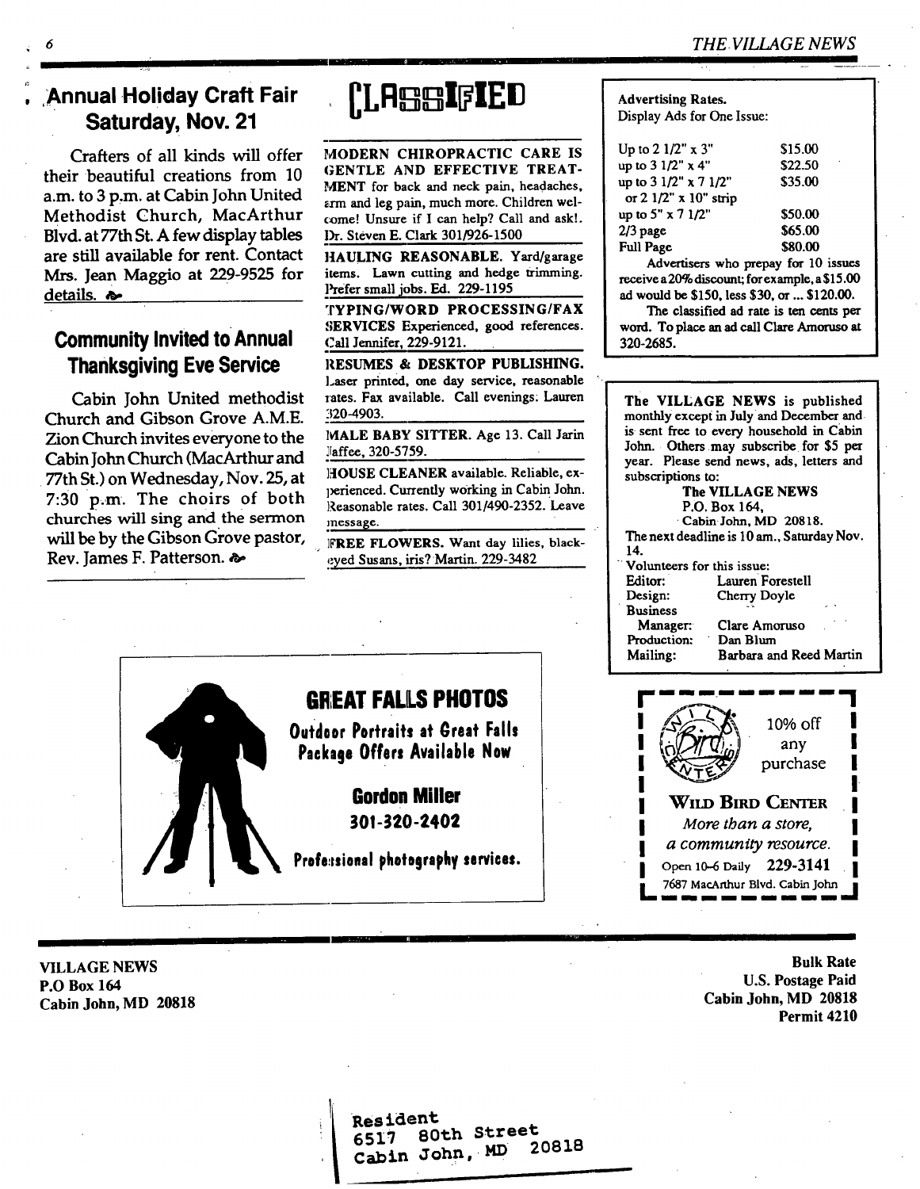## Annual Holiday Craft Fair Saturday, Nov. 21

Crafters of all kinds will offer their beautiful creations from 10 a.m. to 3 p.m. at Cabin John United Methodist Church, MacArthur Blvd. at 77th St. A few display tables are still available for rent. Contact Mrs. Jean Maggio at 229-9525 for details.

## Community Invited to Annual Thanksgiving Eve Service

Cabin John United methodist Church and Gibson Grove A.M.E. Zion Church invites everyone to the Cabin John Church (MacArthur and 77th St.) on Wednesday, Nov. 25, at 7:30 p.m. The choirs of both churches will sing and the sermon will be by the Gibson Grove pastor, Rev. James F. Patterson.

## CLASSIFIED

**MODERN CHIROPRACTIC CARE IS GENTLE AND EFFECTIVE TREATMENT** for back and neck pain, headaches, arm and leg pain, much more. Children welcome! Unsure if I can help? Call and ask!. Dr. Steven E. Clark 301/926-1500

**HAULING REASONABLE.** Yard/garage items. Lawn cutting and hedge trimming. Prefer small jobs. Ed. 229-1195

**TYPING/WORD PROCESSING/FAX SERVICES** Experienced, good references. Call Jennifer, 229-9121.

**RESUMES & DESKTOP PUBLISHING.** Laser printed, one day service, reasonable rates. Fax available. Call evenings. Lauren 320-4903.

**MALE BABY SITTER.** Age 13. Call Jarin Jaffee, 320-5759.

**HOUSE CLEANER** available. Reliable, experienced. Currently working in Cabin John. Reasonable rates. Call 301/490-2352. Leave message.

**FREE FLOWERS.** Want day lilies, black-eyed Susans, iris? Martin. 229-3482

---

Advertising Rates.
Display Ads for One Issue:

| | |
|---|---|
| Up to 2 1/2" x 3" | $15.00 |
| up to 3 1/2" x 4" | $22.50 |
| up to 3 1/2" x 7 1/2" or 2 1/2" x 10" strip | $35.00 |
| up to 5" x 7 1/2" | $50.00 |
| 2/3 page | $65.00 |
| Full Page | $80.00 |

Advertisers who prepay for 10 issues receive a 20% discount; for example, a $15.00 ad would be $150, less $30, or ... $120.00.

The classified ad rate is ten cents per word. To place an ad call Clare Amoruso at 320-2685.

---

The **VILLAGE NEWS** is published monthly except in July and December and is sent free to every household in Cabin John. Others may subscribe for $5 per year. Please send news, ads, letters and subscriptions to:

**The VILLAGE NEWS**
P.O. Box 164,
Cabin John, MD 20818.

The next deadline is 10 am., Saturday Nov. 14.

Volunteers for this issue:

| | |
|---|---|
| Editor: | Lauren Forestell |
| Design: | Cherry Doyle |
| Business Manager: | Clare Amoruso |
| Production: | Dan Blum |
| Mailing: | Barbara and Reed Martin |

---

**GREAT FALLS PHOTOS**

Outdoor Portraits at Great Falls
Package Offers Available Now

**Gordon Miller**
**301-320-2402**

Professional photography services.

---

10% off any purchase

**WILD BIRD CENTER**

*More than a store, a community resource.*

Open 10–6 Daily 229-3141
7687 MacArthur Blvd. Cabin John

---

**VILLAGE NEWS**
**P.O Box 164**
**Cabin John, MD 20818**

**Bulk Rate**
**U.S. Postage Paid**
**Cabin John, MD 20818**
**Permit 4210**

Resident
6517 80th Street
Cabin John, MD 20818